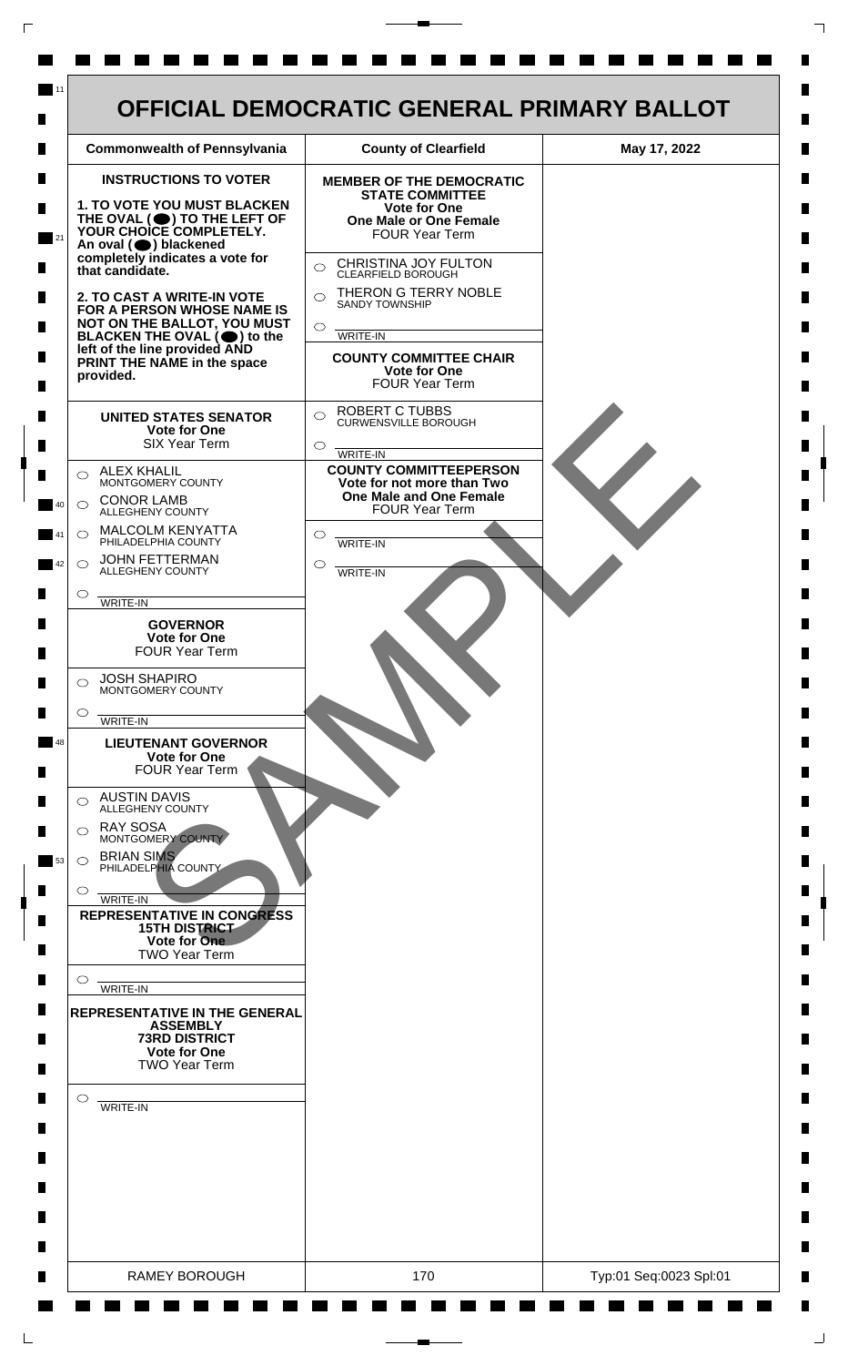# OFFICIAL DEMOCRATIC GENERAL PRIMARY BALLOT

| Commonwealth of Pennsylvania | County of Clearfield | May 17, 2022 |
|---|---|---|

**INSTRUCTIONS TO VOTER**

**1. TO VOTE YOU MUST BLACKEN THE OVAL (⬬) TO THE LEFT OF YOUR CHOICE COMPLETELY.** An oval (⬬) blackened completely indicates a vote for that candidate.

**2. TO CAST A WRITE-IN VOTE FOR A PERSON WHOSE NAME IS NOT ON THE BALLOT, YOU MUST BLACKEN THE OVAL (⬬) to the left of the line provided AND PRINT THE NAME in the space provided.**

## UNITED STATES SENATOR
**Vote for One**
SIX Year Term

- ○ ALEX KHALIL — MONTGOMERY COUNTY
- ○ CONOR LAMB — ALLEGHENY COUNTY
- ○ MALCOLM KENYATTA — PHILADELPHIA COUNTY
- ○ JOHN FETTERMAN — ALLEGHENY COUNTY
- ○ ______ WRITE-IN

## GOVERNOR
**Vote for One**
FOUR Year Term

- ○ JOSH SHAPIRO — MONTGOMERY COUNTY
- ○ ______ WRITE-IN

## LIEUTENANT GOVERNOR
**Vote for One**
FOUR Year Term

- ○ AUSTIN DAVIS — ALLEGHENY COUNTY
- ○ RAY SOSA — MONTGOMERY COUNTY
- ○ BRIAN SIMS — PHILADELPHIA COUNTY
- ○ ______ WRITE-IN

## REPRESENTATIVE IN CONGRESS
**15TH DISTRICT**
**Vote for One**
TWO Year Term

- ○ ______ WRITE-IN

## REPRESENTATIVE IN THE GENERAL ASSEMBLY
**73RD DISTRICT**
**Vote for One**
TWO Year Term

- ○ ______ WRITE-IN

## MEMBER OF THE DEMOCRATIC STATE COMMITTEE
**Vote for One**
**One Male or One Female**
FOUR Year Term

- ○ CHRISTINA JOY FULTON — CLEARFIELD BOROUGH
- ○ THERON G TERRY NOBLE — SANDY TOWNSHIP
- ○ ______ WRITE-IN

## COUNTY COMMITTEE CHAIR
**Vote for One**
FOUR Year Term

- ○ ROBERT C TUBBS — CURWENSVILLE BOROUGH
- ○ ______ WRITE-IN

## COUNTY COMMITTEEPERSON
**Vote for not more than Two**
**One Male and One Female**
FOUR Year Term

- ○ ______ WRITE-IN
- ○ ______ WRITE-IN

SAMPLE

| RAMEY BOROUGH | 170 | Typ:01 Seq:0023 Spl:01 |
|---|---|---|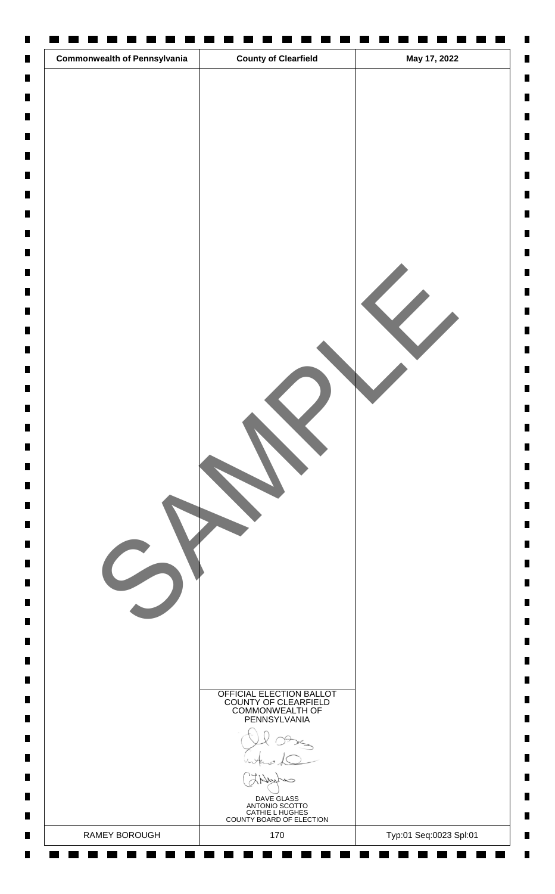| Commonwealth of Pennsylvania | County of Clearfield | May 17, 2022 |
| --- | --- | --- |
| | OFFICIAL ELECTION BALLOT<br>COUNTY OF CLEARFIELD<br>COMMONWEALTH OF PENNSYLVANIA<br><br>DAVE GLASS<br>ANTONIO SCOTTO<br>CATHIE L HUGHES<br>COUNTY BOARD OF ELECTION | |
| RAMEY BOROUGH | 170 | Typ:01 Seq:0023 Spl:01 |

SAMPLE